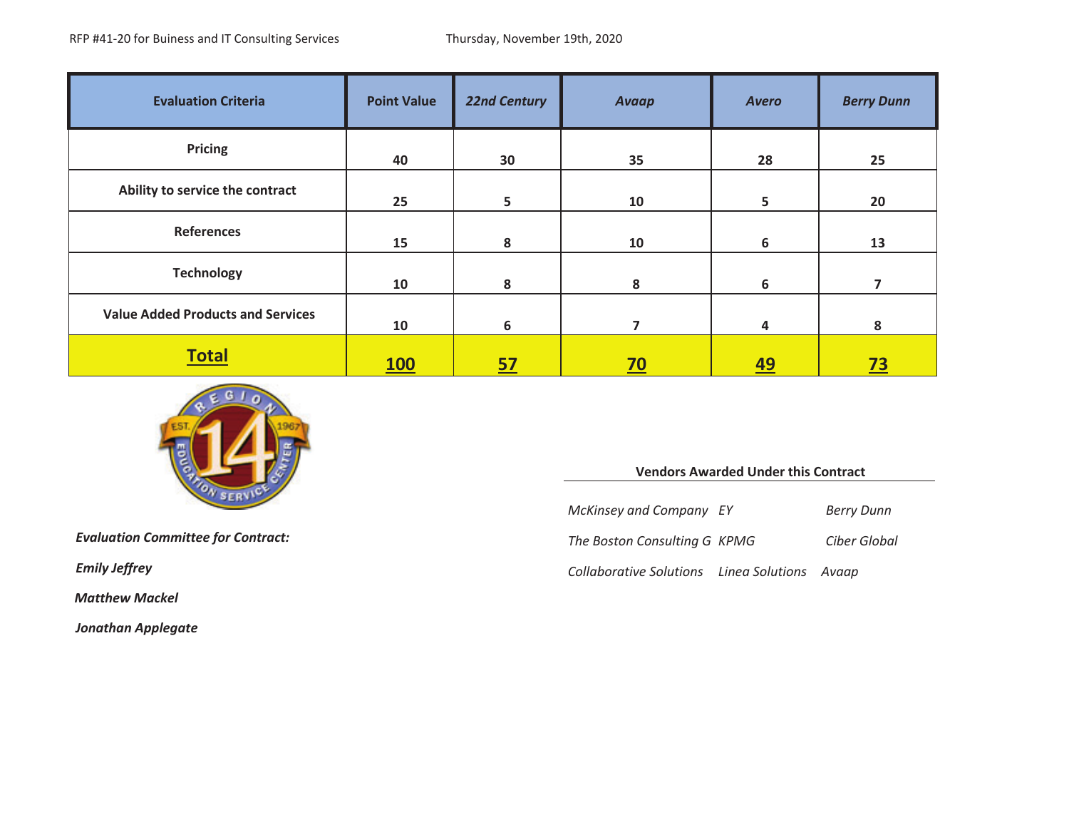RFP #41-20 for Buiness and IT Consulting Services

Thursday, November 19th, 2020

| Evaluation Criteria | Point Value | *22nd Century* | *Avaap* | *Avero* | *Berry Dunn* |
|---|---|---|---|---|---|
| **Pricing** | 40 | 30 | 35 | 28 | 25 |
| **Ability to service the contract** | 25 | 5 | 10 | 5 | 20 |
| **References** | 15 | 8 | 10 | 6 | 13 |
| **Technology** | 10 | 8 | 8 | 6 | 7 |
| **Value Added Products and Services** | 10 | 6 | 7 | 4 | 8 |
| **Total** | **100** | **57** | **70** | **49** | **73** |

***Evaluation Committee for Contract:***

***Emily Jeffrey***

***Matthew Mackel***

***Jonathan Applegate***

**Vendors Awarded Under this Contract**

| | | |
|---|---|---|
| *McKinsey and Company* | *EY* | *Berry Dunn* |
| *The Boston Consulting G* | *KPMG* | *Ciber Global* |
| *Collaborative Solutions* | *Linea Solutions* | *Avaap* |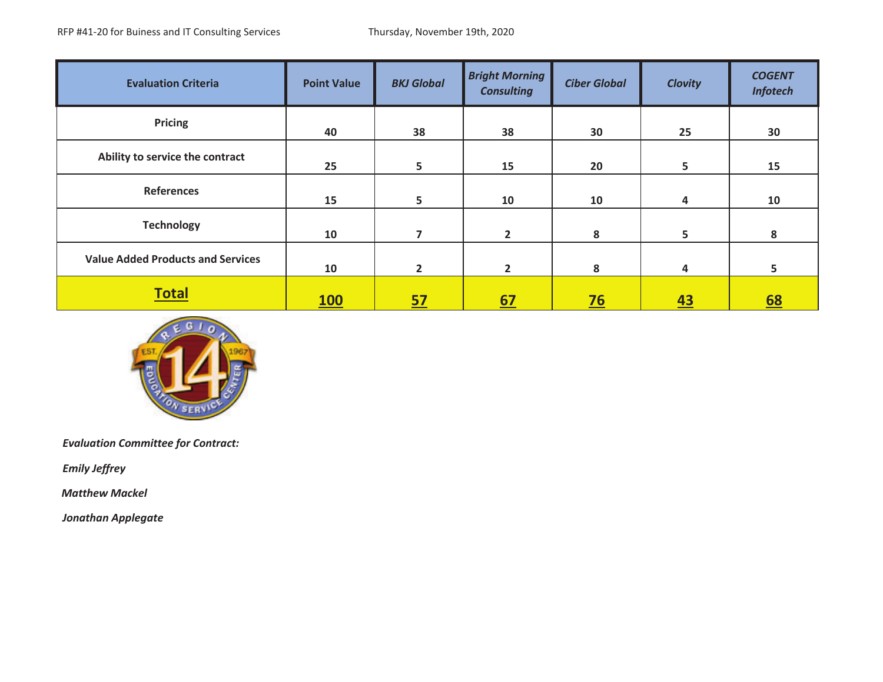RFP #41-20 for Buiness and IT Consulting Services Thursday, November 19th, 2020

| Evaluation Criteria | Point Value | *BKJ Global* | *Bright Morning Consulting* | *Ciber Global* | *Clovity* | *COGENT Infotech* |
|---|---|---|---|---|---|---|
| **Pricing** | **40** | **38** | **38** | **30** | **25** | **30** |
| **Ability to service the contract** | **25** | **5** | **15** | **20** | **5** | **15** |
| **References** | **15** | **5** | **10** | **10** | **4** | **10** |
| **Technology** | **10** | **7** | **2** | **8** | **5** | **8** |
| **Value Added Products and Services** | **10** | **2** | **2** | **8** | **4** | **5** |
| **Total** | **100** | **57** | **67** | **76** | **43** | **68** |

***Evaluation Committee for Contract:***

***Emily Jeffrey***

***Matthew Mackel***

***Jonathan Applegate***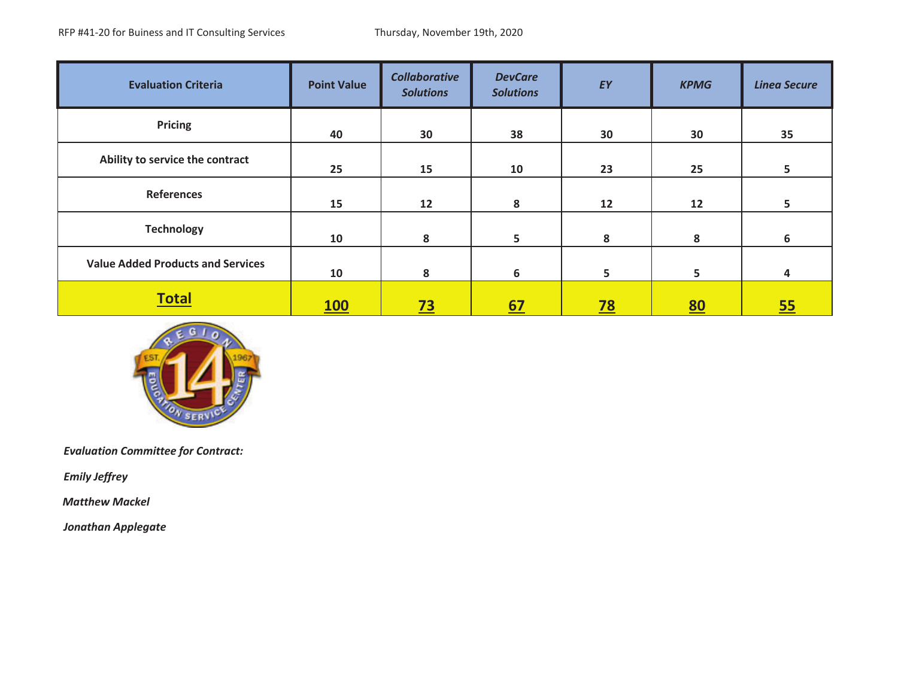RFP #41-20 for Buiness and IT Consulting Services    Thursday, November 19th, 2020

| Evaluation Criteria | Point Value | *Collaborative Solutions* | *DevCare Solutions* | *EY* | *KPMG* | *Linea Secure* |
|---|---|---|---|---|---|---|
| **Pricing** | **40** | **30** | **38** | **30** | **30** | **35** |
| **Ability to service the contract** | **25** | **15** | **10** | **23** | **25** | **5** |
| **References** | **15** | **12** | **8** | **12** | **12** | **5** |
| **Technology** | **10** | **8** | **5** | **8** | **8** | **6** |
| **Value Added Products and Services** | **10** | **8** | **6** | **5** | **5** | **4** |
| **Total** | **100** | **73** | **67** | **78** | **80** | **55** |

***Evaluation Committee for Contract:***

***Emily Jeffrey***

***Matthew Mackel***

***Jonathan Applegate***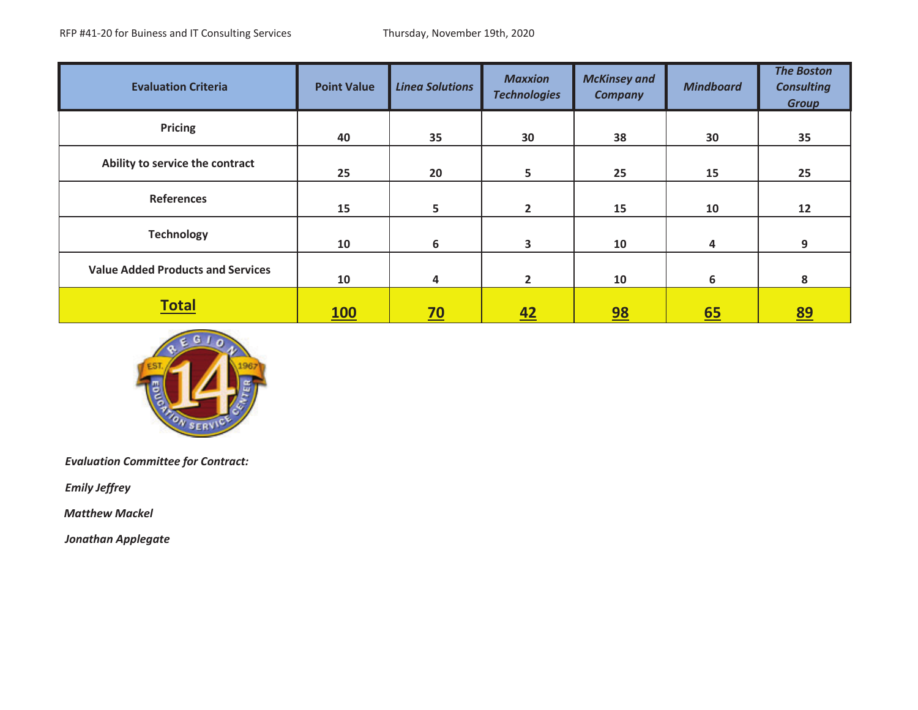RFP #41-20 for Buiness and IT Consulting Services Thursday, November 19th, 2020

| Evaluation Criteria | Point Value | *Linea Solutions* | *Maxxion Technologies* | *McKinsey and Company* | *Mindboard* | *The Boston Consulting Group* |
|---|---|---|---|---|---|---|
| **Pricing** | **40** | **35** | **30** | **38** | **30** | **35** |
| **Ability to service the contract** | **25** | **20** | **5** | **25** | **15** | **25** |
| **References** | **15** | **5** | **2** | **15** | **10** | **12** |
| **Technology** | **10** | **6** | **3** | **10** | **4** | **9** |
| **Value Added Products and Services** | **10** | **4** | **2** | **10** | **6** | **8** |
| **Total** | **100** | **70** | **42** | **98** | **65** | **89** |

***Evaluation Committee for Contract:***

***Emily Jeffrey***

***Matthew Mackel***

***Jonathan Applegate***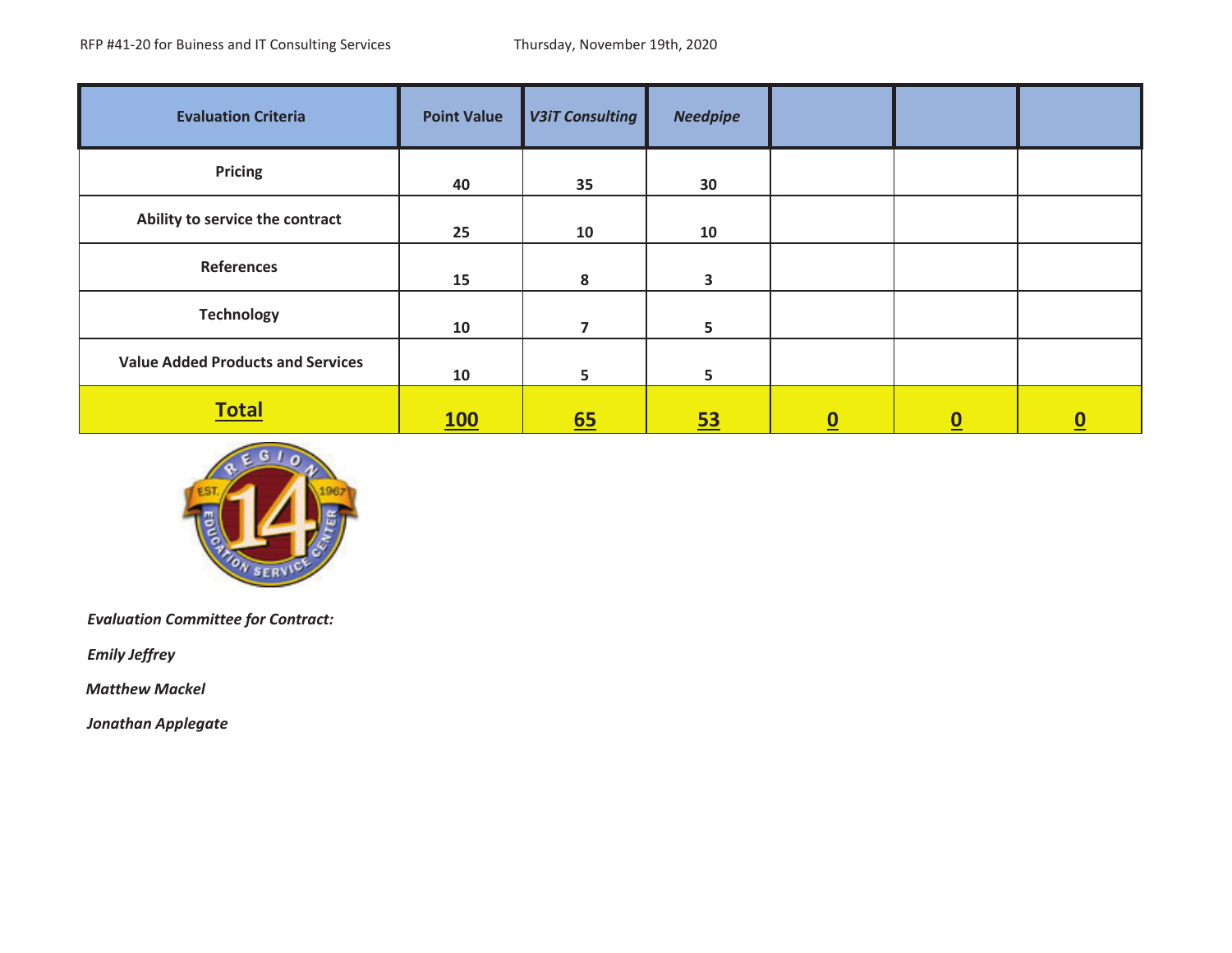RFP #41-20 for Buiness and IT Consulting Services Thursday, November 19th, 2020

| Evaluation Criteria | Point Value | *V3iT Consulting* | *Needpipe* | | | |
|---|---|---|---|---|---|---|
| **Pricing** | 40 | 35 | 30 | | | |
| **Ability to service the contract** | 25 | 10 | 10 | | | |
| **References** | 15 | 8 | 3 | | | |
| **Technology** | 10 | 7 | 5 | | | |
| **Value Added Products and Services** | 10 | 5 | 5 | | | |
| **Total** | **100** | **65** | **53** | **0** | **0** | **0** |

***Evaluation Committee for Contract:***

***Emily Jeffrey***

***Matthew Mackel***

***Jonathan Applegate***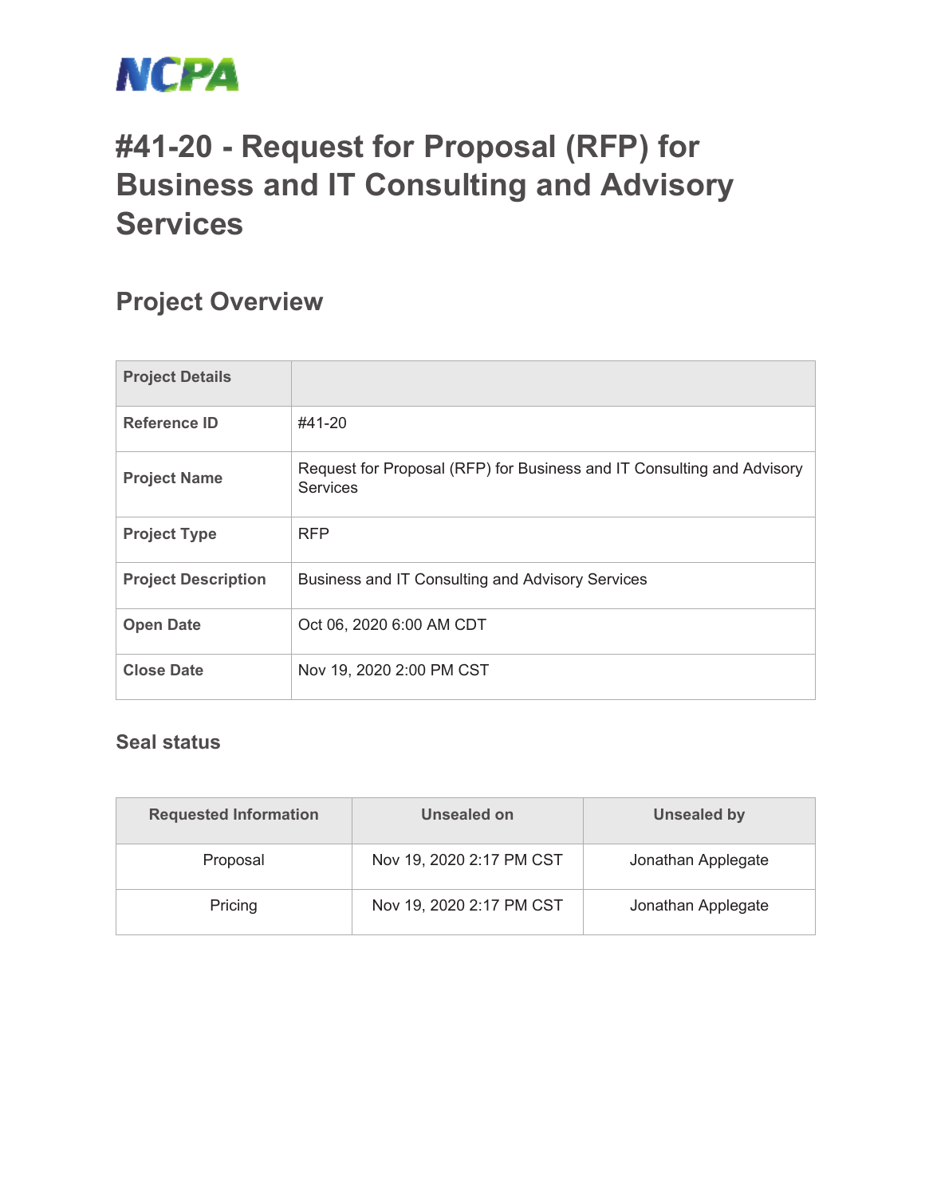NCPA

# #41-20 - Request for Proposal (RFP) for Business and IT Consulting and Advisory Services

## Project Overview

| Project Details | |
|---|---|
| Reference ID | #41-20 |
| Project Name | Request for Proposal (RFP) for Business and IT Consulting and Advisory Services |
| Project Type | RFP |
| Project Description | Business and IT Consulting and Advisory Services |
| Open Date | Oct 06, 2020 6:00 AM CDT |
| Close Date | Nov 19, 2020 2:00 PM CST |

### Seal status

| Requested Information | Unsealed on | Unsealed by |
|---|---|---|
| Proposal | Nov 19, 2020 2:17 PM CST | Jonathan Applegate |
| Pricing | Nov 19, 2020 2:17 PM CST | Jonathan Applegate |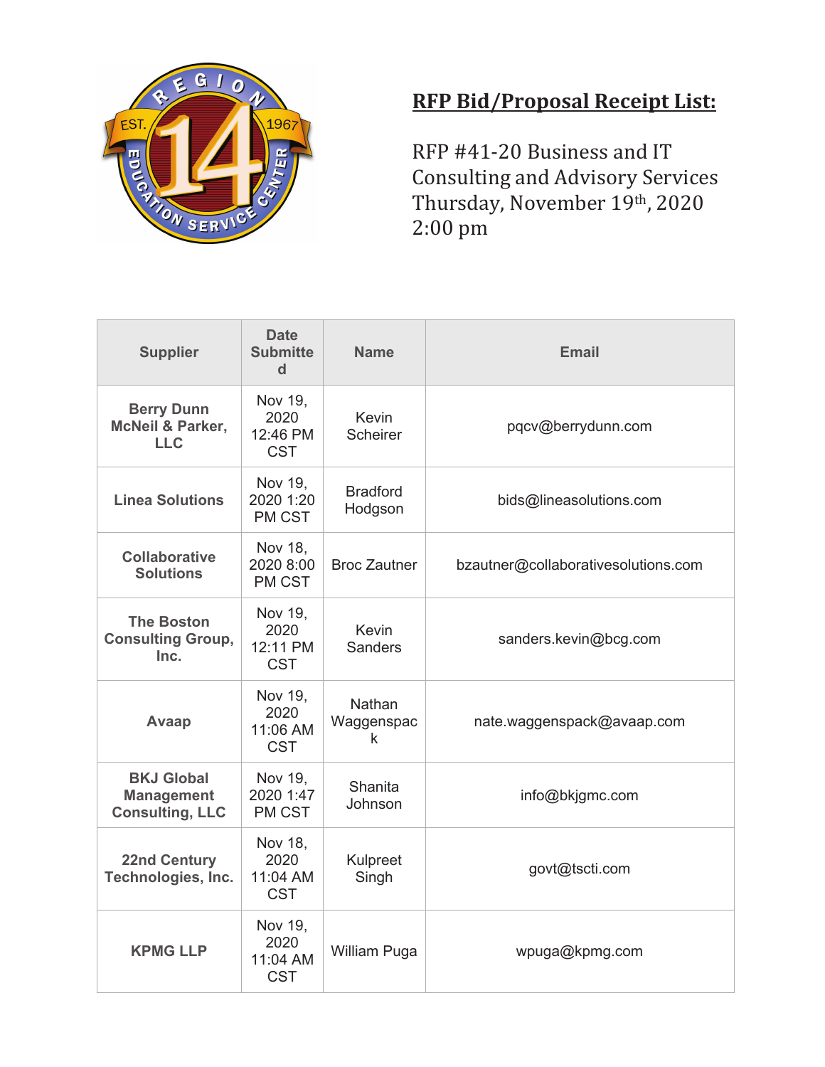## RFP Bid/Proposal Receipt List:

RFP #41-20 Business and IT Consulting and Advisory Services
Thursday, November 19th, 2020
2:00 pm

| Supplier | Date Submitted | Name | Email |
|---|---|---|---|
| **Berry Dunn McNeil & Parker, LLC** | Nov 19, 2020 12:46 PM CST | Kevin Scheirer | pqcv@berrydunn.com |
| **Linea Solutions** | Nov 19, 2020 1:20 PM CST | Bradford Hodgson | bids@lineasolutions.com |
| **Collaborative Solutions** | Nov 18, 2020 8:00 PM CST | Broc Zautner | bzautner@collaborativesolutions.com |
| **The Boston Consulting Group, Inc.** | Nov 19, 2020 12:11 PM CST | Kevin Sanders | sanders.kevin@bcg.com |
| **Avaap** | Nov 19, 2020 11:06 AM CST | Nathan Waggenspack | nate.waggenspack@avaap.com |
| **BKJ Global Management Consulting, LLC** | Nov 19, 2020 1:47 PM CST | Shanita Johnson | info@bkjgmc.com |
| **22nd Century Technologies, Inc.** | Nov 18, 2020 11:04 AM CST | Kulpreet Singh | govt@tscti.com |
| **KPMG LLP** | Nov 19, 2020 11:04 AM CST | William Puga | wpuga@kpmg.com |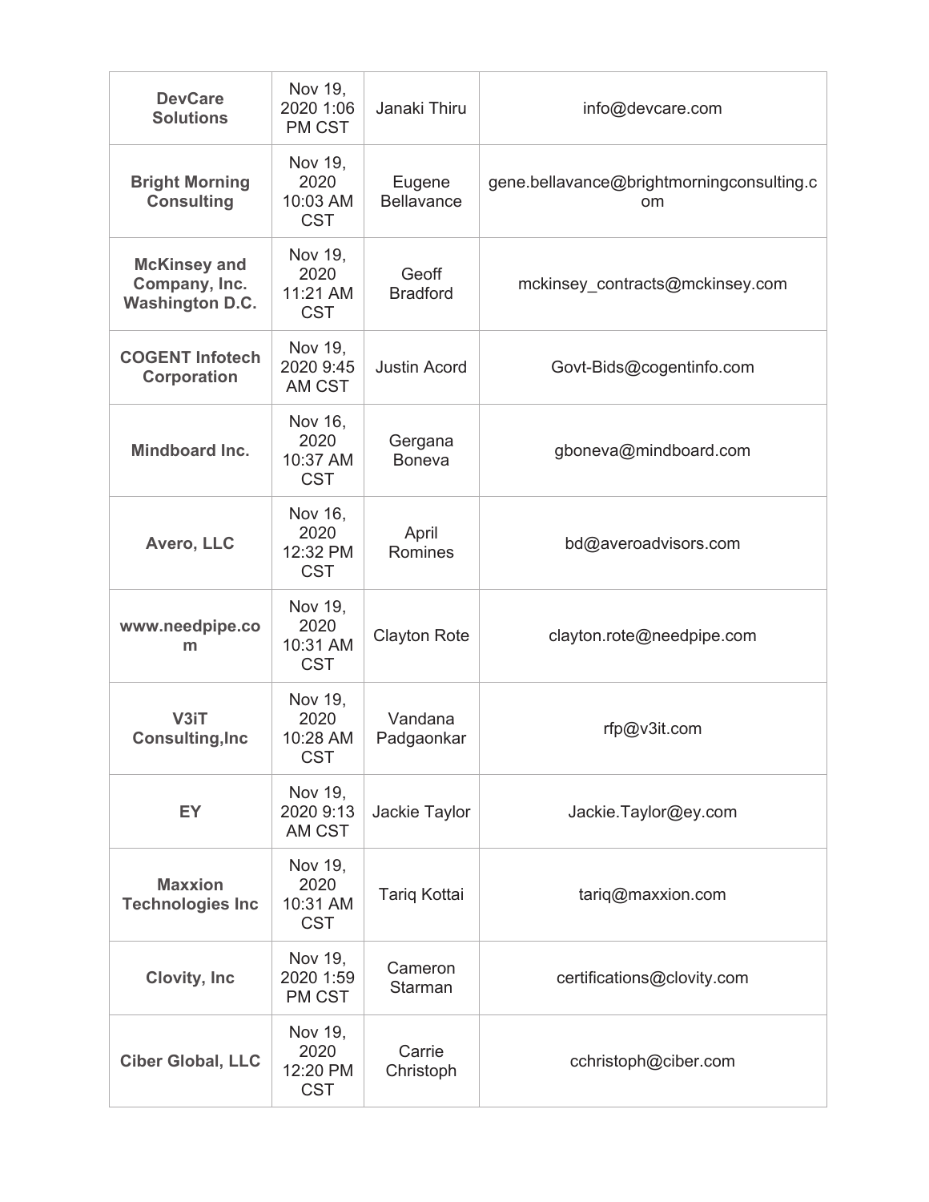| **DevCare Solutions** | Nov 19, 2020 1:06 PM CST | Janaki Thiru | info@devcare.com |
|---|---|---|---|
| **Bright Morning Consulting** | Nov 19, 2020 10:03 AM CST | Eugene Bellavance | gene.bellavance@brightmorningconsulting.com |
| **McKinsey and Company, Inc. Washington D.C.** | Nov 19, 2020 11:21 AM CST | Geoff Bradford | mckinsey_contracts@mckinsey.com |
| **COGENT Infotech Corporation** | Nov 19, 2020 9:45 AM CST | Justin Acord | Govt-Bids@cogentinfo.com |
| **Mindboard Inc.** | Nov 16, 2020 10:37 AM CST | Gergana Boneva | gboneva@mindboard.com |
| **Avero, LLC** | Nov 16, 2020 12:32 PM CST | April Romines | bd@averoadvisors.com |
| **www.needpipe.com** | Nov 19, 2020 10:31 AM CST | Clayton Rote | clayton.rote@needpipe.com |
| **V3iT Consulting,Inc** | Nov 19, 2020 10:28 AM CST | Vandana Padgaonkar | rfp@v3it.com |
| **EY** | Nov 19, 2020 9:13 AM CST | Jackie Taylor | Jackie.Taylor@ey.com |
| **Maxxion Technologies Inc** | Nov 19, 2020 10:31 AM CST | Tariq Kottai | tariq@maxxion.com |
| **Clovity, Inc** | Nov 19, 2020 1:59 PM CST | Cameron Starman | certifications@clovity.com |
| **Ciber Global, LLC** | Nov 19, 2020 12:20 PM CST | Carrie Christoph | cchristoph@ciber.com |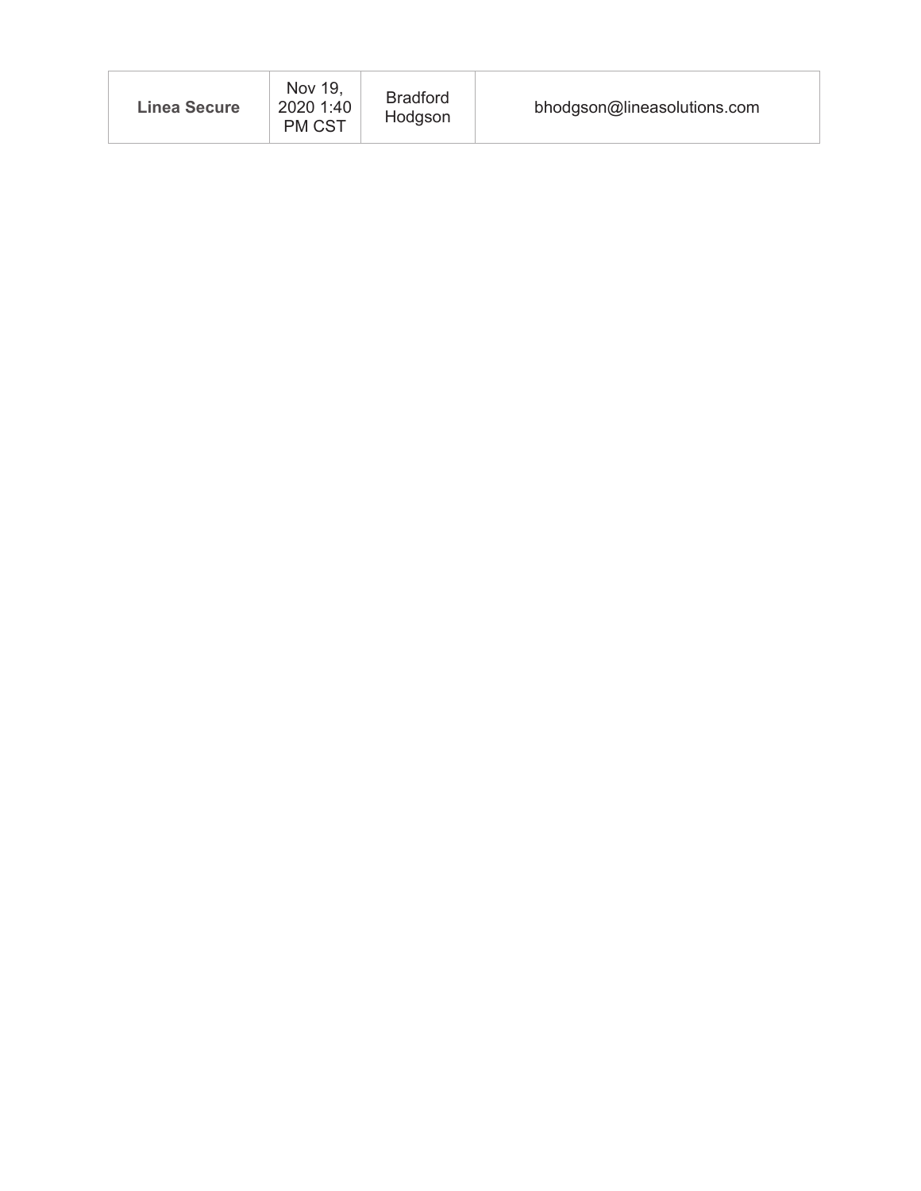| | | | |
|---|---|---|---|
| **Linea Secure** | Nov 19, 2020 1:40 PM CST | Bradford Hodgson | bhodgson@lineasolutions.com |